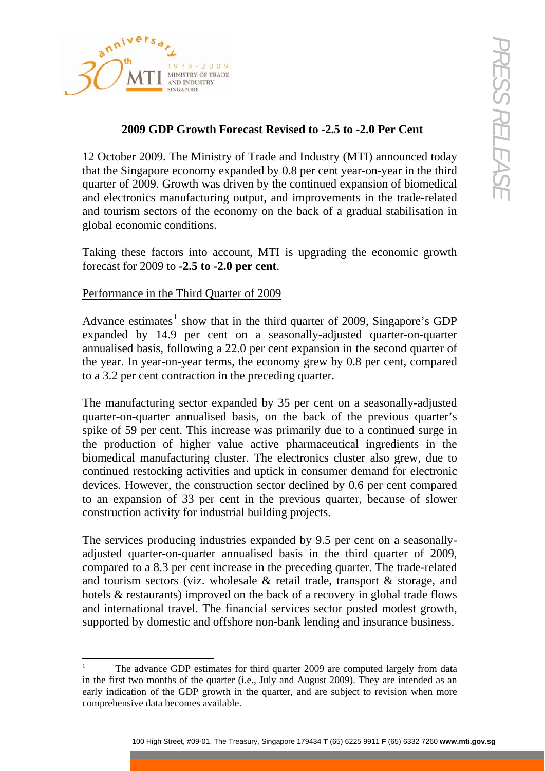# 2009 GDP Growth Forecast Revised to -2.5 to -2.0 Per Cent

12 October 2009. The Ministry of Trade and Industry (MTI) announced today that the Singapore economy expanded by 0.8 per cent year-on-year in the third quarter of 2009. Growth was driven by the continued expansion of biomedical and electronics manufacturing output, and improvements in the trade-related and tourism sectors of the economy on the back of a gradual stabilisation in global economic conditions.

Taking these factors into account, MTI is upgrading the economic growth forecast for 2009 to **-2.5 to -2.0 per cent**.

## Performance in the Third Quarter of 2009

Advance estimates[1] show that in the third quarter of 2009, Singapore's GDP expanded by 14.9 per cent on a seasonally-adjusted quarter-on-quarter annualised basis, following a 22.0 per cent expansion in the second quarter of the year. In year-on-year terms, the economy grew by 0.8 per cent, compared to a 3.2 per cent contraction in the preceding quarter.

The manufacturing sector expanded by 35 per cent on a seasonally-adjusted quarter-on-quarter annualised basis, on the back of the previous quarter's spike of 59 per cent. This increase was primarily due to a continued surge in the production of higher value active pharmaceutical ingredients in the biomedical manufacturing cluster. The electronics cluster also grew, due to continued restocking activities and uptick in consumer demand for electronic devices. However, the construction sector declined by 0.6 per cent compared to an expansion of 33 per cent in the previous quarter, because of slower construction activity for industrial building projects.

The services producing industries expanded by 9.5 per cent on a seasonally-adjusted quarter-on-quarter annualised basis in the third quarter of 2009, compared to a 8.3 per cent increase in the preceding quarter. The trade-related and tourism sectors (viz. wholesale & retail trade, transport & storage, and hotels & restaurants) improved on the back of a recovery in global trade flows and international travel. The financial services sector posted modest growth, supported by domestic and offshore non-bank lending and insurance business.

[1] The advance GDP estimates for third quarter 2009 are computed largely from data in the first two months of the quarter (i.e., July and August 2009). They are intended as an early indication of the GDP growth in the quarter, and are subject to revision when more comprehensive data becomes available.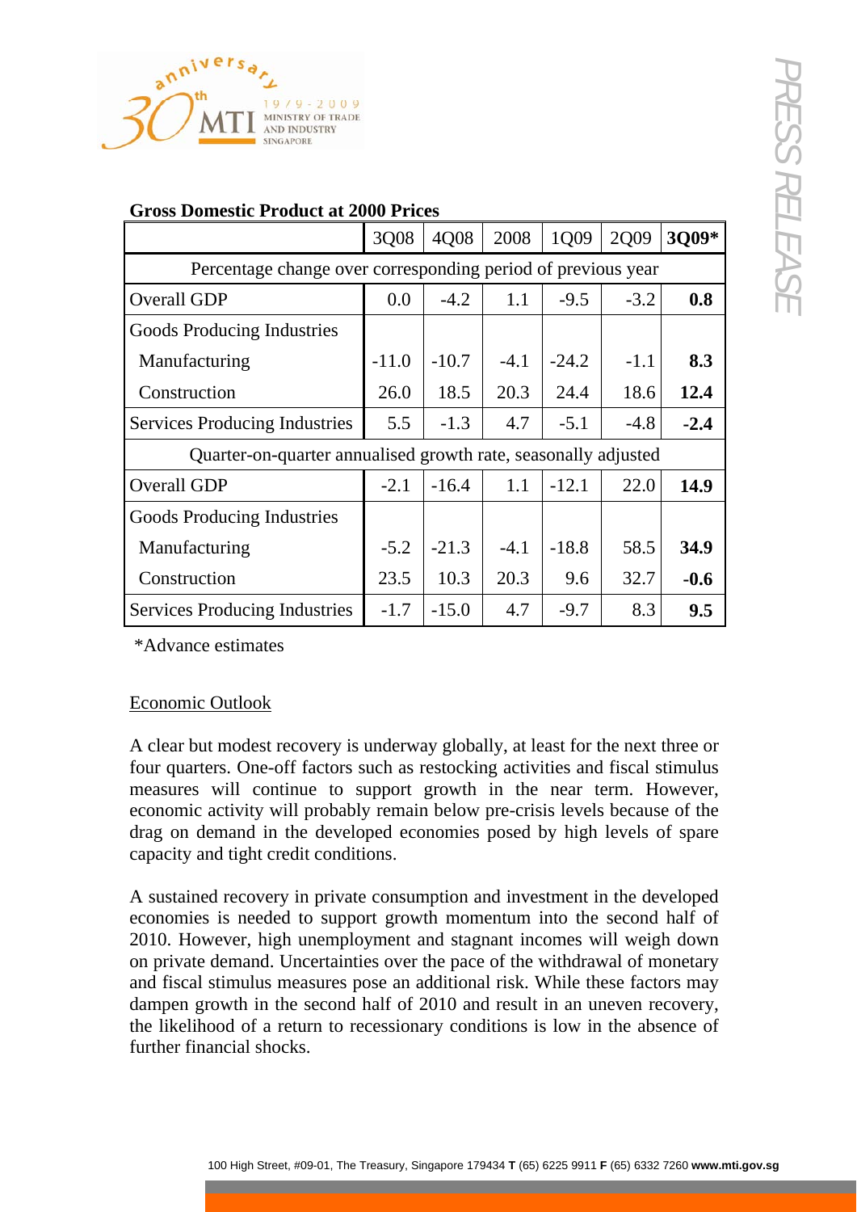**Gross Domestic Product at 2000 Prices**

| | 3Q08 | 4Q08 | 2008 | 1Q09 | 2Q09 | **3Q09*** |
|---|---|---|---|---|---|---|
| Percentage change over corresponding period of previous year | | | | | | |
| Overall GDP | 0.0 | -4.2 | 1.1 | -9.5 | -3.2 | **0.8** |
| Goods Producing Industries | | | | | | |
| Manufacturing | -11.0 | -10.7 | -4.1 | -24.2 | -1.1 | **8.3** |
| Construction | 26.0 | 18.5 | 20.3 | 24.4 | 18.6 | **12.4** |
| Services Producing Industries | 5.5 | -1.3 | 4.7 | -5.1 | -4.8 | **-2.4** |
| Quarter-on-quarter annualised growth rate, seasonally adjusted | | | | | | |
| Overall GDP | -2.1 | -16.4 | 1.1 | -12.1 | 22.0 | **14.9** |
| Goods Producing Industries | | | | | | |
| Manufacturing | -5.2 | -21.3 | -4.1 | -18.8 | 58.5 | **34.9** |
| Construction | 23.5 | 10.3 | 20.3 | 9.6 | 32.7 | **-0.6** |
| Services Producing Industries | -1.7 | -15.0 | 4.7 | -9.7 | 8.3 | **9.5** |

*Advance estimates

## Economic Outlook

A clear but modest recovery is underway globally, at least for the next three or four quarters. One-off factors such as restocking activities and fiscal stimulus measures will continue to support growth in the near term. However, economic activity will probably remain below pre-crisis levels because of the drag on demand in the developed economies posed by high levels of spare capacity and tight credit conditions.

A sustained recovery in private consumption and investment in the developed economies is needed to support growth momentum into the second half of 2010. However, high unemployment and stagnant incomes will weigh down on private demand. Uncertainties over the pace of the withdrawal of monetary and fiscal stimulus measures pose an additional risk. While these factors may dampen growth in the second half of 2010 and result in an uneven recovery, the likelihood of a return to recessionary conditions is low in the absence of further financial shocks.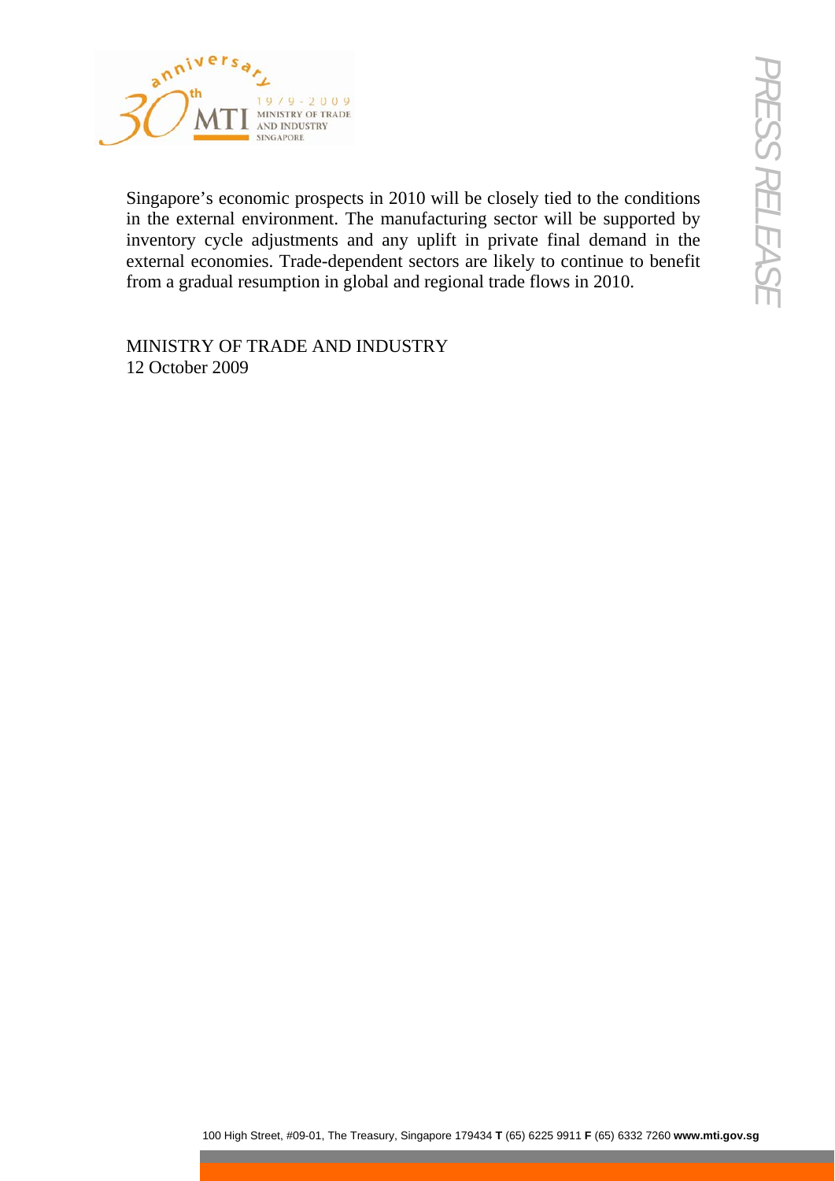Singapore's economic prospects in 2010 will be closely tied to the conditions in the external environment. The manufacturing sector will be supported by inventory cycle adjustments and any uplift in private final demand in the external economies. Trade-dependent sectors are likely to continue to benefit from a gradual resumption in global and regional trade flows in 2010.

MINISTRY OF TRADE AND INDUSTRY
12 October 2009